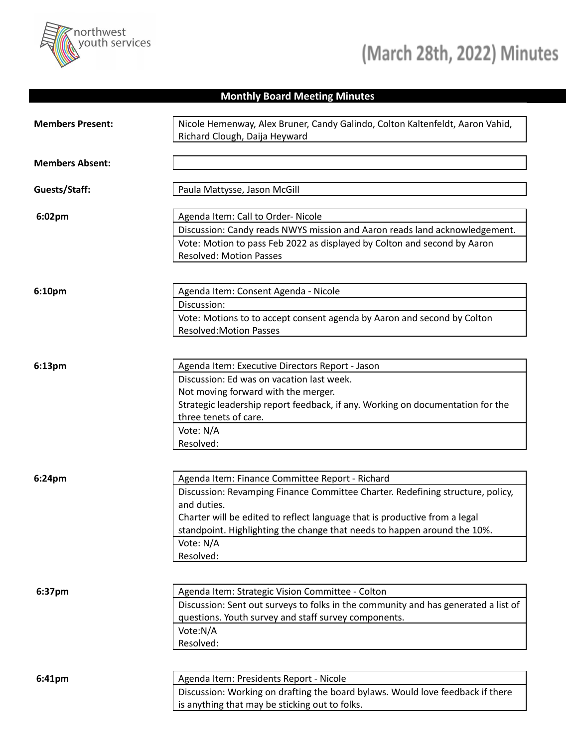# (March 28th, 2022) Minutes

## Monthly Board Meeting Minutes

**Members Present:** Nicole Hemenway, Alex Bruner, Candy Galindo, Colton Kaltenfeldt, Aaron Vahid, Richard Clough, Daija Heyward

**Members Absent:**

**Guests/Staff:** Paula Mattysse, Jason McGill

**6:02pm**

Agenda Item: Call to Order- Nicole

Discussion: Candy reads NWYS mission and Aaron reads land acknowledgement.

Vote: Motion to pass Feb 2022 as displayed by Colton and second by Aaron
Resolved: Motion Passes

**6:10pm**

Agenda Item: Consent Agenda - Nicole

Discussion:

Vote: Motions to to accept consent agenda by Aaron and second by Colton
Resolved:Motion Passes

**6:13pm**

Agenda Item: Executive Directors Report - Jason

Discussion: Ed was on vacation last week.
Not moving forward with the merger.
Strategic leadership report feedback, if any. Working on documentation for the three tenets of care.

Vote: N/A
Resolved:

**6:24pm**

Agenda Item: Finance Committee Report - Richard

Discussion: Revamping Finance Committee Charter. Redefining structure, policy, and duties.
Charter will be edited to reflect language that is productive from a legal standpoint. Highlighting the change that needs to happen around the 10%.

Vote: N/A
Resolved:

**6:37pm**

Agenda Item: Strategic Vision Committee - Colton

Discussion: Sent out surveys to folks in the community and has generated a list of questions. Youth survey and staff survey components.

Vote:N/A
Resolved:

**6:41pm**

Agenda Item: Presidents Report - Nicole

Discussion: Working on drafting the board bylaws. Would love feedback if there is anything that may be sticking out to folks.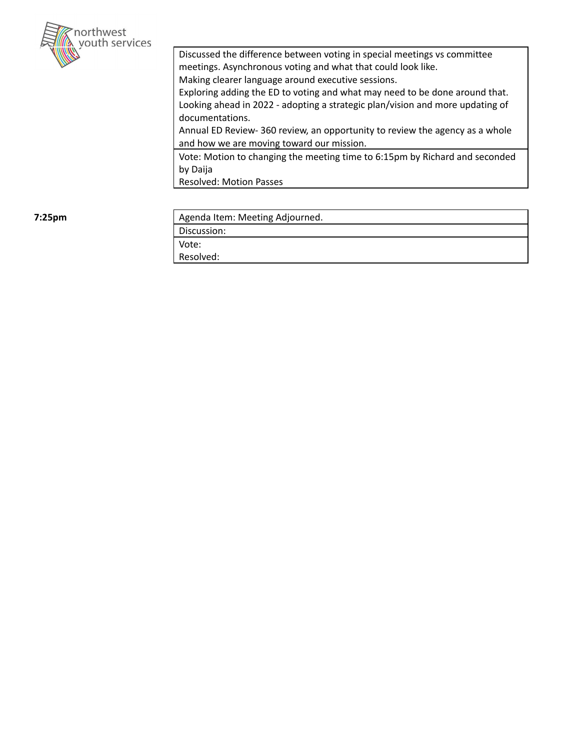Discussed the difference between voting in special meetings vs committee meetings. Asynchronous voting and what that could look like.
Making clearer language around executive sessions.
Exploring adding the ED to voting and what may need to be done around that.
Looking ahead in 2022 - adopting a strategic plan/vision and more updating of documentations.
Annual ED Review- 360 review, an opportunity to review the agency as a whole and how we are moving toward our mission.

Vote: Motion to changing the meeting time to 6:15pm by Richard and seconded by Daija
Resolved: Motion Passes

**7:25pm**

Agenda Item: Meeting Adjourned.

Discussion:

Vote:
Resolved: